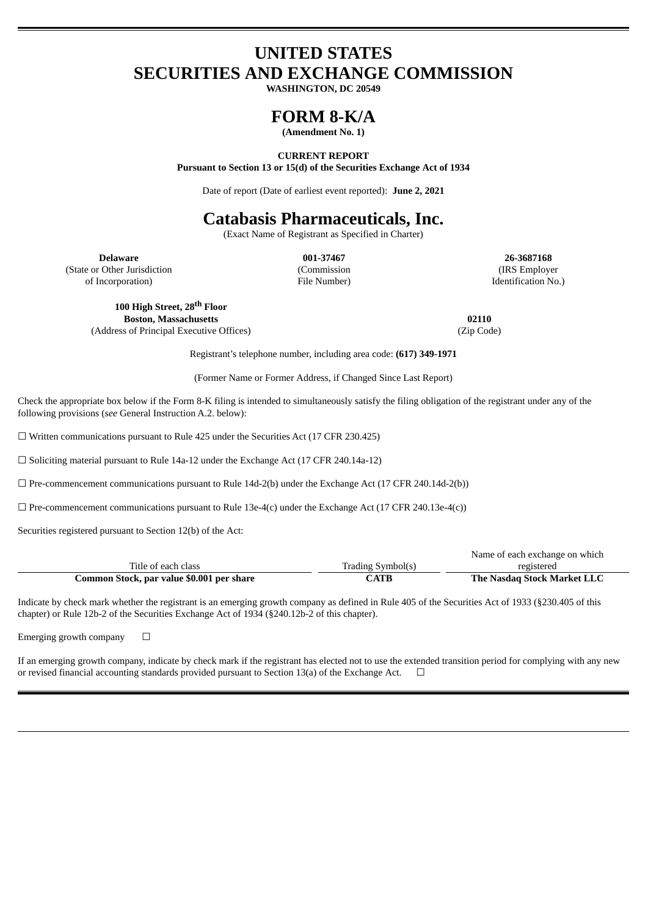# UNITED STATES
# SECURITIES AND EXCHANGE COMMISSION

**WASHINGTON, DC 20549**

# FORM 8-K/A

**(Amendment No. 1)**

**CURRENT REPORT**

**Pursuant to Section 13 or 15(d) of the Securities Exchange Act of 1934**

Date of report (Date of earliest event reported): **June 2, 2021**

# Catabasis Pharmaceuticals, Inc.

(Exact Name of Registrant as Specified in Charter)

| **Delaware** | **001-37467** | **26-3687168** |
|---|---|---|
| (State or Other Jurisdiction of Incorporation) | (Commission File Number) | (IRS Employer Identification No.) |

| **100 High Street, 28th Floor Boston, Massachusetts** | **02110** |
|---|---|
| (Address of Principal Executive Offices) | (Zip Code) |

Registrant's telephone number, including area code: **(617) 349-1971**

(Former Name or Former Address, if Changed Since Last Report)

Check the appropriate box below if the Form 8-K filing is intended to simultaneously satisfy the filing obligation of the registrant under any of the following provisions (*see* General Instruction A.2. below):

☐ Written communications pursuant to Rule 425 under the Securities Act (17 CFR 230.425)

☐ Soliciting material pursuant to Rule 14a-12 under the Exchange Act (17 CFR 240.14a-12)

☐ Pre-commencement communications pursuant to Rule 14d-2(b) under the Exchange Act (17 CFR 240.14d-2(b))

☐ Pre-commencement communications pursuant to Rule 13e-4(c) under the Exchange Act (17 CFR 240.13e-4(c))

Securities registered pursuant to Section 12(b) of the Act:

| Title of each class | Trading Symbol(s) | Name of each exchange on which registered |
|---|---|---|
| **Common Stock, par value $0.001 per share** | **CATB** | **The Nasdaq Stock Market LLC** |

Indicate by check mark whether the registrant is an emerging growth company as defined in Rule 405 of the Securities Act of 1933 (§230.405 of this chapter) or Rule 12b-2 of the Securities Exchange Act of 1934 (§240.12b-2 of this chapter).

Emerging growth company ☐

If an emerging growth company, indicate by check mark if the registrant has elected not to use the extended transition period for complying with any new or revised financial accounting standards provided pursuant to Section 13(a) of the Exchange Act. ☐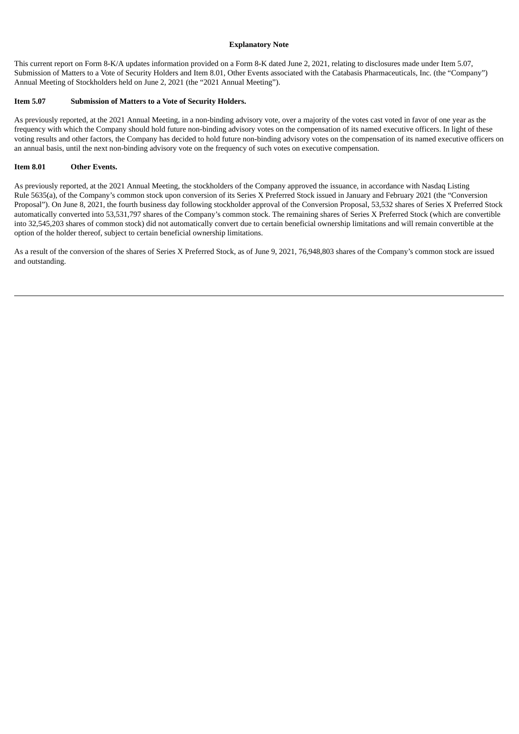**Explanatory Note**

This current report on Form 8-K/A updates information provided on a Form 8-K dated June 2, 2021, relating to disclosures made under Item 5.07, Submission of Matters to a Vote of Security Holders and Item 8.01, Other Events associated with the Catabasis Pharmaceuticals, Inc. (the "Company") Annual Meeting of Stockholders held on June 2, 2021 (the "2021 Annual Meeting").

**Item 5.07 Submission of Matters to a Vote of Security Holders.**

As previously reported, at the 2021 Annual Meeting, in a non-binding advisory vote, over a majority of the votes cast voted in favor of one year as the frequency with which the Company should hold future non-binding advisory votes on the compensation of its named executive officers. In light of these voting results and other factors, the Company has decided to hold future non-binding advisory votes on the compensation of its named executive officers on an annual basis, until the next non-binding advisory vote on the frequency of such votes on executive compensation.

**Item 8.01 Other Events.**

As previously reported, at the 2021 Annual Meeting, the stockholders of the Company approved the issuance, in accordance with Nasdaq Listing Rule 5635(a), of the Company's common stock upon conversion of its Series X Preferred Stock issued in January and February 2021 (the "Conversion Proposal"). On June 8, 2021, the fourth business day following stockholder approval of the Conversion Proposal, 53,532 shares of Series X Preferred Stock automatically converted into 53,531,797 shares of the Company's common stock. The remaining shares of Series X Preferred Stock (which are convertible into 32,545,203 shares of common stock) did not automatically convert due to certain beneficial ownership limitations and will remain convertible at the option of the holder thereof, subject to certain beneficial ownership limitations.

As a result of the conversion of the shares of Series X Preferred Stock, as of June 9, 2021, 76,948,803 shares of the Company's common stock are issued and outstanding.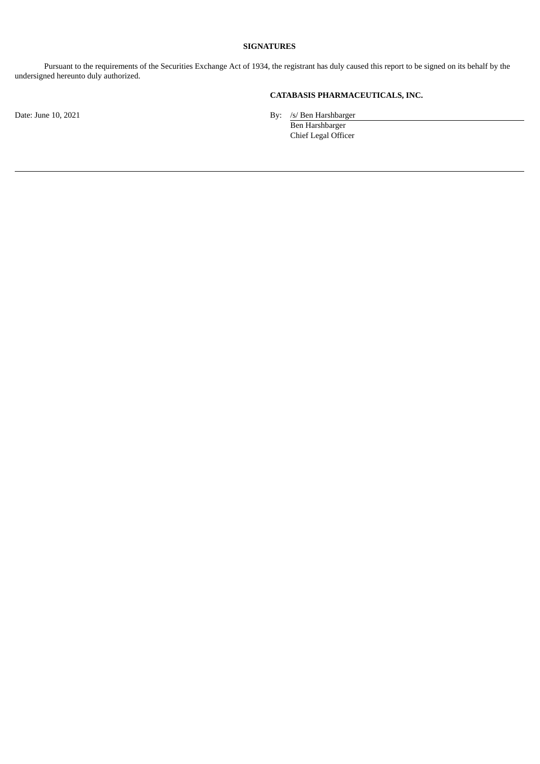**SIGNATURES**

Pursuant to the requirements of the Securities Exchange Act of 1934, the registrant has duly caused this report to be signed on its behalf by the undersigned hereunto duly authorized.

**CATABASIS PHARMACEUTICALS, INC.**

Date: June 10, 2021

By: /s/ Ben Harshbarger
Ben Harshbarger
Chief Legal Officer